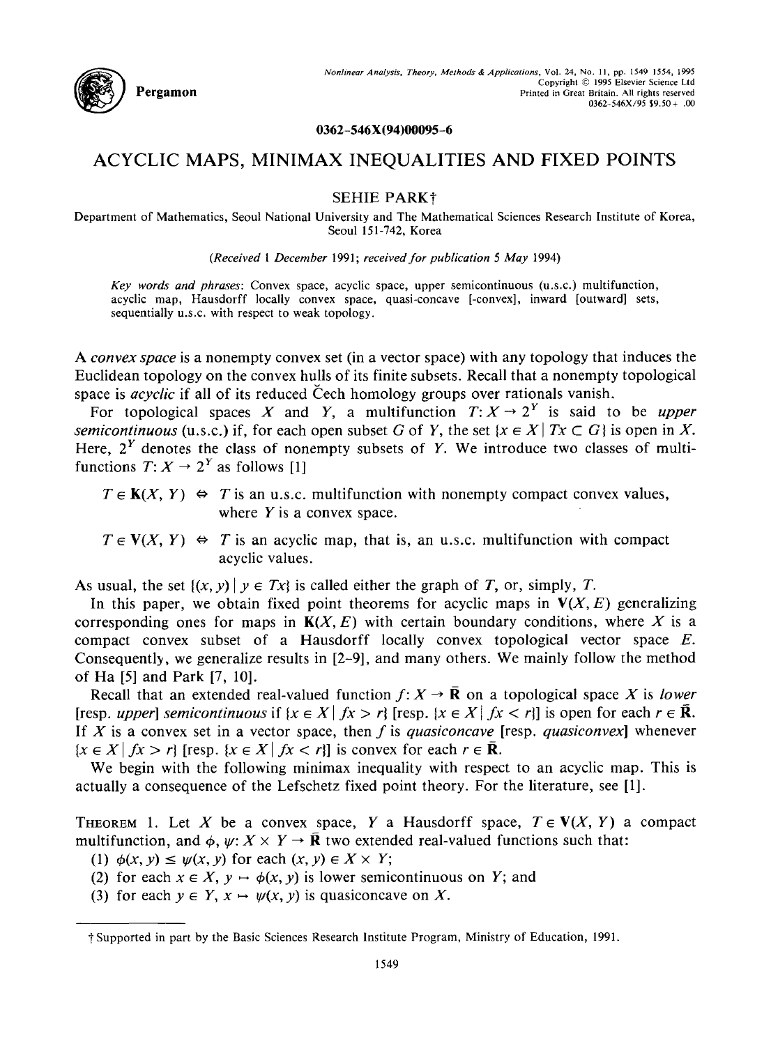0362-546X(94)00095-6

# ACYCLIC MAPS, MINIMAX INEQUALITIES AND FIXED POINTS

SEHIE PARK†

Department of Mathematics, Seoul National University and The Mathematical Sciences Research Institute of Korea, Seoul 151-742, Korea

*(Received 1 December 1991; received for publication 5 May 1994)*

*Key words and phrases*: Convex space, acyclic space, upper semicontinuous (u.s.c.) multifunction, acyclic map, Hausdorff locally convex space, quasi-concave [-convex], inward [outward] sets, sequentially u.s.c. with respect to weak topology.

A *convex space* is a nonempty convex set (in a vector space) with any topology that induces the Euclidean topology on the convex hulls of its finite subsets. Recall that a nonempty topological space is *acyclic* if all of its reduced Čech homology groups over rationals vanish.

For topological spaces $X$ and $Y$, a multifunction $T: X \to 2^Y$ is said to be *upper semicontinuous* (u.s.c.) if, for each open subset $G$ of $Y$, the set $\{x \in X \mid Tx \subset G\}$ is open in $X$. Here, $2^Y$ denotes the class of nonempty subsets of $Y$. We introduce two classes of multifunctions $T: X \to 2^Y$ as follows [1]

$T \in \mathbf{K}(X, Y) \Leftrightarrow$ $T$ is an u.s.c. multifunction with nonempty compact convex values, where $Y$ is a convex space.

$T \in \mathbf{V}(X, Y) \Leftrightarrow$ $T$ is an acyclic map, that is, an u.s.c. multifunction with compact acyclic values.

As usual, the set $\{(x, y) \mid y \in Tx\}$ is called either the graph of $T$, or, simply, $T$.

In this paper, we obtain fixed point theorems for acyclic maps in $\mathbf{V}(X, E)$ generalizing corresponding ones for maps in $\mathbf{K}(X, E)$ with certain boundary conditions, where $X$ is a compact convex subset of a Hausdorff locally convex topological vector space $E$. Consequently, we generalize results in [2–9], and many others. We mainly follow the method of Ha [5] and Park [7, 10].

Recall that an extended real-valued function $f: X \to \bar{\mathbf{R}}$ on a topological space $X$ is *lower* [resp. *upper*] *semicontinuous* if $\{x \in X \mid fx > r\}$ [resp. $\{x \in X \mid fx < r\}$] is open for each $r \in \bar{\mathbf{R}}$. If $X$ is a convex set in a vector space, then $f$ is *quasiconcave* [resp. *quasiconvex*] whenever $\{x \in X \mid fx > r\}$ [resp. $\{x \in X \mid fx < r\}$] is convex for each $r \in \bar{\mathbf{R}}$.

We begin with the following minimax inequality with respect to an acyclic map. This is actually a consequence of the Lefschetz fixed point theory. For the literature, see [1].

THEOREM 1. Let $X$ be a convex space, $Y$ a Hausdorff space, $T \in \mathbf{V}(X, Y)$ a compact multifunction, and $\phi, \psi: X \times Y \to \bar{\mathbf{R}}$ two extended real-valued functions such that:

(1) $\phi(x, y) \le \psi(x, y)$ for each $(x, y) \in X \times Y$;
(2) for each $x \in X$, $y \mapsto \phi(x, y)$ is lower semicontinuous on $Y$; and
(3) for each $y \in Y$, $x \mapsto \psi(x, y)$ is quasiconcave on $X$.

† Supported in part by the Basic Sciences Research Institute Program, Ministry of Education, 1991.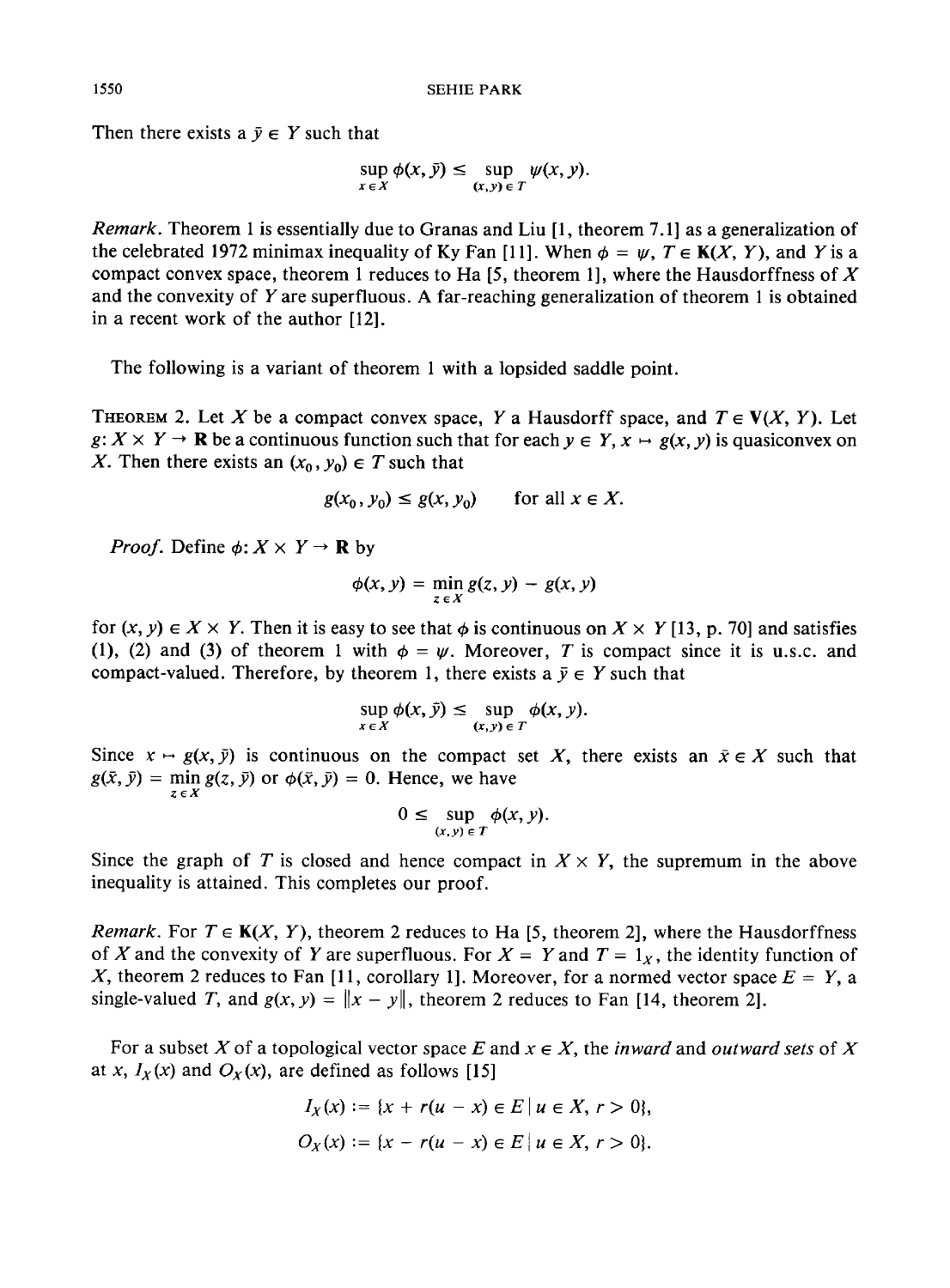Then there exists a $\bar{y} \in Y$ such that

$$\sup_{x \in X} \phi(x, \bar{y}) \leq \sup_{(x,y) \in T} \psi(x, y).$$

*Remark.* Theorem 1 is essentially due to Granas and Liu [1, theorem 7.1] as a generalization of the celebrated 1972 minimax inequality of Ky Fan [11]. When $\phi = \psi$, $T \in \mathbf{K}(X, Y)$, and $Y$ is a compact convex space, theorem 1 reduces to Ha [5, theorem 1], where the Hausdorffness of $X$ and the convexity of $Y$ are superfluous. A far-reaching generalization of theorem 1 is obtained in a recent work of the author [12].

The following is a variant of theorem 1 with a lopsided saddle point.

THEOREM 2. Let $X$ be a compact convex space, $Y$ a Hausdorff space, and $T \in \mathbf{V}(X, Y)$. Let $g: X \times Y \to \mathbf{R}$ be a continuous function such that for each $y \in Y$, $x \mapsto g(x, y)$ is quasiconvex on $X$. Then there exists an $(x_0, y_0) \in T$ such that

$$g(x_0, y_0) \leq g(x, y_0) \qquad \text{for all } x \in X.$$

*Proof.* Define $\phi: X \times Y \to \mathbf{R}$ by

$$\phi(x, y) = \min_{z \in X} g(z, y) - g(x, y)$$

for $(x, y) \in X \times Y$. Then it is easy to see that $\phi$ is continuous on $X \times Y$ [13, p. 70] and satisfies (1), (2) and (3) of theorem 1 with $\phi = \psi$. Moreover, $T$ is compact since it is u.s.c. and compact-valued. Therefore, by theorem 1, there exists a $\bar{y} \in Y$ such that

$$\sup_{x \in X} \phi(x, \bar{y}) \leq \sup_{(x,y) \in T} \phi(x, y).$$

Since $x \mapsto g(x, \bar{y})$ is continuous on the compact set $X$, there exists an $\bar{x} \in X$ such that $g(\bar{x}, \bar{y}) = \min_{z \in X} g(z, \bar{y})$ or $\phi(\bar{x}, \bar{y}) = 0$. Hence, we have

$$0 \leq \sup_{(x,y) \in T} \phi(x, y).$$

Since the graph of $T$ is closed and hence compact in $X \times Y$, the supremum in the above inequality is attained. This completes our proof.

*Remark.* For $T \in \mathbf{K}(X, Y)$, theorem 2 reduces to Ha [5, theorem 2], where the Hausdorffness of $X$ and the convexity of $Y$ are superfluous. For $X = Y$ and $T = 1_X$, the identity function of $X$, theorem 2 reduces to Fan [11, corollary 1]. Moreover, for a normed vector space $E = Y$, a single-valued $T$, and $g(x, y) = \|x - y\|$, theorem 2 reduces to Fan [14, theorem 2].

For a subset $X$ of a topological vector space $E$ and $x \in X$, the *inward* and *outward sets* of $X$ at $x$, $I_X(x)$ and $O_X(x)$, are defined as follows [15]

$$I_X(x) := \{x + r(u - x) \in E \mid u \in X, r > 0\},$$

$$O_X(x) := \{x - r(u - x) \in E \mid u \in X, r > 0\}.$$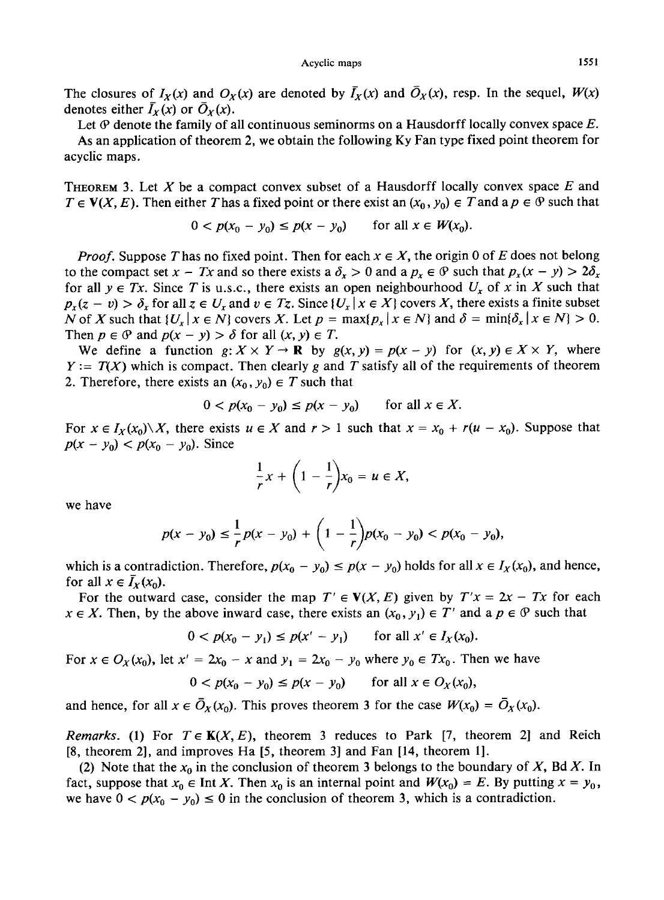The closures of $I_X(x)$ and $O_X(x)$ are denoted by $\bar{I}_X(x)$ and $\bar{O}_X(x)$, resp. In the sequel, $W(x)$ denotes either $\bar{I}_X(x)$ or $\bar{O}_X(x)$.

Let $\mathcal{P}$ denote the family of all continuous seminorms on a Hausdorff locally convex space $E$.

As an application of theorem 2, we obtain the following Ky Fan type fixed point theorem for acyclic maps.

THEOREM 3. Let $X$ be a compact convex subset of a Hausdorff locally convex space $E$ and $T \in \mathbf{V}(X, E)$. Then either $T$ has a fixed point or there exist an $(x_0, y_0) \in T$ and a $p \in \mathcal{P}$ such that

$$0 < p(x_0 - y_0) \le p(x - y_0) \qquad \text{for all } x \in W(x_0).$$

*Proof.* Suppose $T$ has no fixed point. Then for each $x \in X$, the origin 0 of $E$ does not belong to the compact set $x - Tx$ and so there exists a $\delta_x > 0$ and a $p_x \in \mathcal{P}$ such that $p_x(x - y) > 2\delta_x$ for all $y \in Tx$. Since $T$ is u.s.c., there exists an open neighbourhood $U_x$ of $x$ in $X$ such that $p_x(z - v) > \delta_x$ for all $z \in U_x$ and $v \in Tz$. Since $\{U_x \mid x \in X\}$ covers $X$, there exists a finite subset $N$ of $X$ such that $\{U_x \mid x \in N\}$ covers $X$. Let $p = \max\{p_x \mid x \in N\}$ and $\delta = \min\{\delta_x \mid x \in N\} > 0$. Then $p \in \mathcal{P}$ and $p(x - y) > \delta$ for all $(x, y) \in T$.

We define a function $g: X \times Y \to \mathbf{R}$ by $g(x, y) = p(x - y)$ for $(x, y) \in X \times Y$, where $Y := T(X)$ which is compact. Then clearly $g$ and $T$ satisfy all of the requirements of theorem 2. Therefore, there exists an $(x_0, y_0) \in T$ such that

$$0 < p(x_0 - y_0) \le p(x - y_0) \qquad \text{for all } x \in X.$$

For $x \in I_X(x_0)\backslash X$, there exists $u \in X$ and $r > 1$ such that $x = x_0 + r(u - x_0)$. Suppose that $p(x - y_0) < p(x_0 - y_0)$. Since

$$\frac{1}{r}x + \left(1 - \frac{1}{r}\right)x_0 = u \in X,$$

we have

$$p(x - y_0) \le \frac{1}{r}p(x - y_0) + \left(1 - \frac{1}{r}\right)p(x_0 - y_0) < p(x_0 - y_0),$$

which is a contradiction. Therefore, $p(x_0 - y_0) \le p(x - y_0)$ holds for all $x \in I_X(x_0)$, and hence, for all $x \in \bar{I}_X(x_0)$.

For the outward case, consider the map $T' \in \mathbf{V}(X, E)$ given by $T'x = 2x - Tx$ for each $x \in X$. Then, by the above inward case, there exists an $(x_0, y_1) \in T'$ and a $p \in \mathcal{P}$ such that

$$0 < p(x_0 - y_1) \le p(x' - y_1) \qquad \text{for all } x' \in I_X(x_0).$$

For $x \in O_X(x_0)$, let $x' = 2x_0 - x$ and $y_1 = 2x_0 - y_0$ where $y_0 \in Tx_0$. Then we have

$$0 < p(x_0 - y_0) \le p(x - y_0) \qquad \text{for all } x \in O_X(x_0),$$

and hence, for all $x \in \bar{O}_X(x_0)$. This proves theorem 3 for the case $W(x_0) = \bar{O}_X(x_0)$.

*Remarks.* (1) For $T \in \mathbf{K}(X, E)$, theorem 3 reduces to Park [7, theorem 2] and Reich [8, theorem 2], and improves Ha [5, theorem 3] and Fan [14, theorem 1].

(2) Note that the $x_0$ in the conclusion of theorem 3 belongs to the boundary of $X$, Bd $X$. In fact, suppose that $x_0 \in$ Int $X$. Then $x_0$ is an internal point and $W(x_0) = E$. By putting $x = y_0$, we have $0 < p(x_0 - y_0) \le 0$ in the conclusion of theorem 3, which is a contradiction.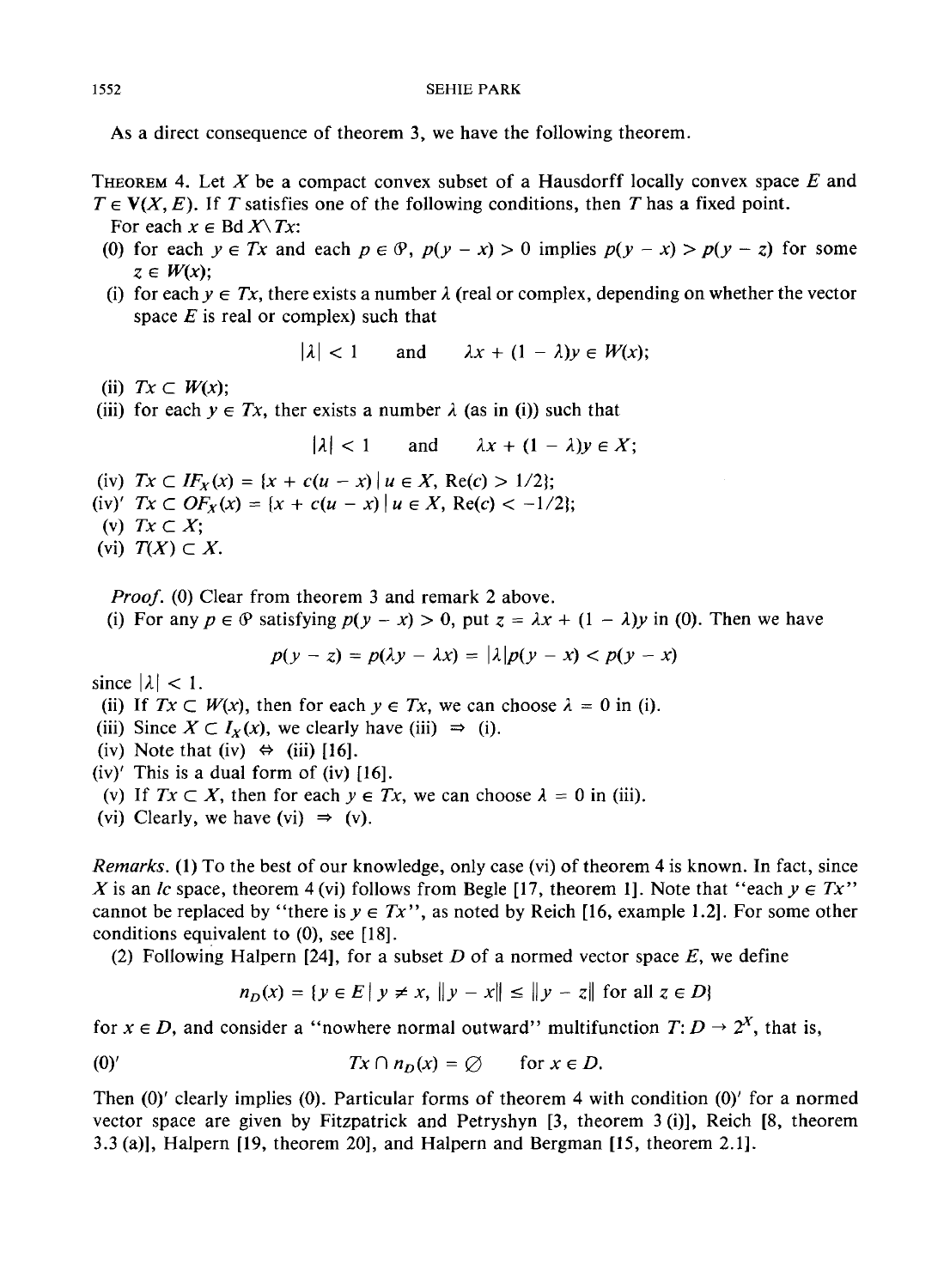As a direct consequence of theorem 3, we have the following theorem.

THEOREM 4. Let $X$ be a compact convex subset of a Hausdorff locally convex space $E$ and $T \in \mathbf{V}(X, E)$. If $T$ satisfies one of the following conditions, then $T$ has a fixed point.

For each $x \in \operatorname{Bd} X \setminus Tx$:

(0) for each $y \in Tx$ and each $p \in \mathcal{P}$, $p(y - x) > 0$ implies $p(y - x) > p(y - z)$ for some $z \in W(x)$;

(i) for each $y \in Tx$, there exists a number $\lambda$ (real or complex, depending on whether the vector space $E$ is real or complex) such that

$$|\lambda| < 1 \qquad \text{and} \qquad \lambda x + (1 - \lambda)y \in W(x);$$

(ii) $Tx \subset W(x)$;

(iii) for each $y \in Tx$, ther exists a number $\lambda$ (as in (i)) such that

$$|\lambda| < 1 \qquad \text{and} \qquad \lambda x + (1 - \lambda)y \in X;$$

(iv) $Tx \subset IF_X(x) = \{x + c(u - x) \mid u \in X, \operatorname{Re}(c) > 1/2\}$;

(iv)′ $Tx \subset OF_X(x) = \{x + c(u - x) \mid u \in X, \operatorname{Re}(c) < -1/2\}$;

(v) $Tx \subset X$;

(vi) $T(X) \subset X$.

*Proof.* (0) Clear from theorem 3 and remark 2 above.

(i) For any $p \in \mathcal{P}$ satisfying $p(y - x) > 0$, put $z = \lambda x + (1 - \lambda)y$ in (0). Then we have

$$p(y - z) = p(\lambda y - \lambda x) = |\lambda| p(y - x) < p(y - x)$$

since $|\lambda| < 1$.

(ii) If $Tx \subset W(x)$, then for each $y \in Tx$, we can choose $\lambda = 0$ in (i).

(iii) Since $X \subset I_X(x)$, we clearly have (iii) $\Rightarrow$ (i).

(iv) Note that (iv) $\Leftrightarrow$ (iii) [16].

(iv)′ This is a dual form of (iv) [16].

(v) If $Tx \subset X$, then for each $y \in Tx$, we can choose $\lambda = 0$ in (iii).

(vi) Clearly, we have (vi) $\Rightarrow$ (v).

*Remarks.* (1) To the best of our knowledge, only case (vi) of theorem 4 is known. In fact, since $X$ is an *lc* space, theorem 4 (vi) follows from Begle [17, theorem 1]. Note that "each $y \in Tx$" cannot be replaced by "there is $y \in Tx$", as noted by Reich [16, example 1.2]. For some other conditions equivalent to (0), see [18].

(2) Following Halpern [24], for a subset $D$ of a normed vector space $E$, we define

$$n_D(x) = \{y \in E \mid y \neq x, \|y - x\| \leq \|y - z\| \text{ for all } z \in D\}$$

for $x \in D$, and consider a "nowhere normal outward" multifunction $T: D \to 2^X$, that is,

$$(0)' \qquad Tx \cap n_D(x) = \emptyset \qquad \text{for } x \in D.$$

Then (0)′ clearly implies (0). Particular forms of theorem 4 with condition (0)′ for a normed vector space are given by Fitzpatrick and Petryshyn [3, theorem 3 (i)], Reich [8, theorem 3.3 (a)], Halpern [19, theorem 20], and Halpern and Bergman [15, theorem 2.1].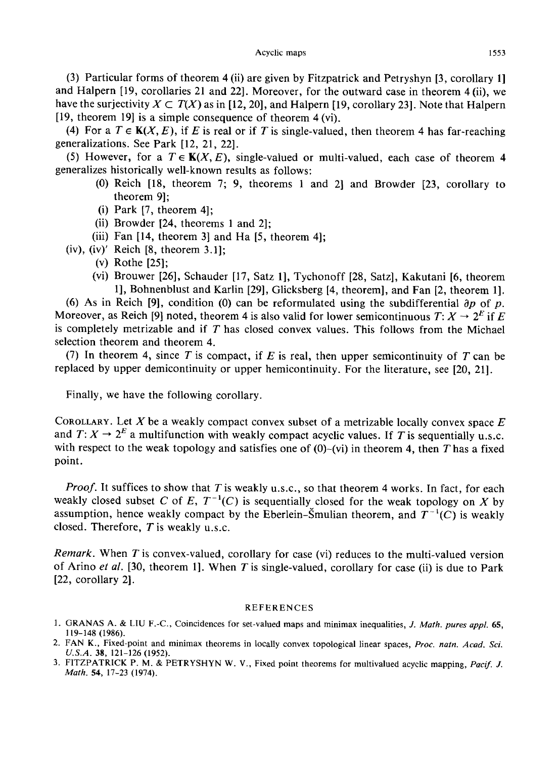(3) Particular forms of theorem 4 (ii) are given by Fitzpatrick and Petryshyn [3, corollary 1] and Halpern [19, corollaries 21 and 22]. Moreover, for the outward case in theorem 4 (ii), we have the surjectivity $X \subset T(X)$ as in [12, 20], and Halpern [19, corollary 23]. Note that Halpern [19, theorem 19] is a simple consequence of theorem 4 (vi).

(4) For a $T \in \mathbf{K}(X, E)$, if $E$ is real or if $T$ is single-valued, then theorem 4 has far-reaching generalizations. See Park [12, 21, 22].

(5) However, for a $T \in \mathbf{K}(X, E)$, single-valued or multi-valued, each case of theorem 4 generalizes historically well-known results as follows:

- (0) Reich [18, theorem 7; 9, theorems 1 and 2] and Browder [23, corollary to theorem 9];
- (i) Park [7, theorem 4];
- (ii) Browder [24, theorems 1 and 2];
- (iii) Fan [14, theorem 3] and Ha [5, theorem 4];
- (iv), (iv)′ Reich [8, theorem 3.1];
- (v) Rothe [25];
- (vi) Brouwer [26], Schauder [17, Satz 1], Tychonoff [28, Satz], Kakutani [6, theorem 1], Bohnenblust and Karlin [29], Glicksberg [4, theorem], and Fan [2, theorem 1].

(6) As in Reich [9], condition (0) can be reformulated using the subdifferential $\partial p$ of $p$. Moreover, as Reich [9] noted, theorem 4 is also valid for lower semicontinuous $T: X \to 2^E$ if $E$ is completely metrizable and if $T$ has closed convex values. This follows from the Michael selection theorem and theorem 4.

(7) In theorem 4, since $T$ is compact, if $E$ is real, then upper semicontinuity of $T$ can be replaced by upper demicontinuity or upper hemicontinuity. For the literature, see [20, 21].

Finally, we have the following corollary.

Corollary. Let $X$ be a weakly compact convex subset of a metrizable locally convex space $E$ and $T: X \to 2^E$ a multifunction with weakly compact acyclic values. If $T$ is sequentially u.s.c. with respect to the weak topology and satisfies one of (0)–(vi) in theorem 4, then $T$ has a fixed point.

*Proof.* It suffices to show that $T$ is weakly u.s.c., so that theorem 4 works. In fact, for each weakly closed subset $C$ of $E$, $T^{-1}(C)$ is sequentially closed for the weak topology on $X$ by assumption, hence weakly compact by the Eberlein–Šmulian theorem, and $T^{-1}(C)$ is weakly closed. Therefore, $T$ is weakly u.s.c.

*Remark.* When $T$ is convex-valued, corollary for case (vi) reduces to the multi-valued version of Arino *et al.* [30, theorem 1]. When $T$ is single-valued, corollary for case (ii) is due to Park [22, corollary 2].

## REFERENCES

1. Granas A. & Liu F.-C., Coincidences for set-valued maps and minimax inequalities, *J. Math. pures appl.* **65**, 119–148 (1986).
2. Fan K., Fixed-point and minimax theorems in locally convex topological linear spaces, *Proc. natn. Acad. Sci. U.S.A.* **38**, 121–126 (1952).
3. Fitzpatrick P. M. & Petryshyn W. V., Fixed point theorems for multivalued acyclic mapping, *Pacif. J. Math.* **54**, 17–23 (1974).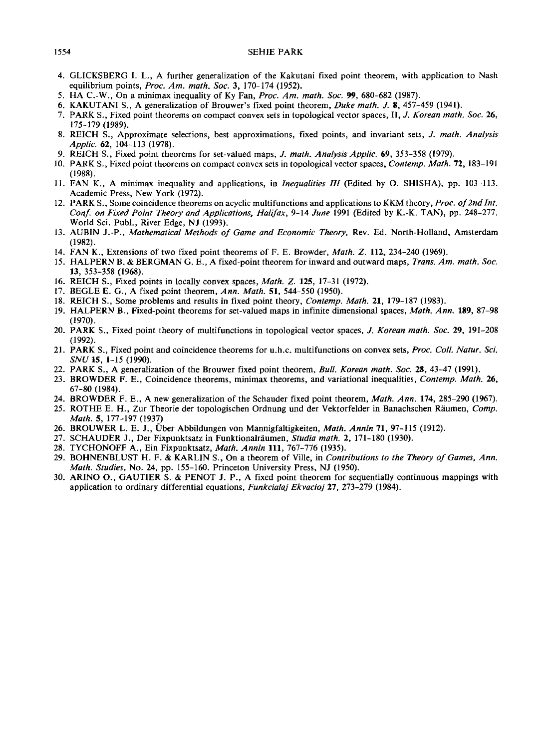4. GLICKSBERG I. L., A further generalization of the Kakutani fixed point theorem, with application to Nash equilibrium points, *Proc. Am. math. Soc.* **3**, 170–174 (1952).
5. HA C.-W., On a minimax inequality of Ky Fan, *Proc. Am. math. Soc.* **99**, 680–682 (1987).
6. KAKUTANI S., A generalization of Brouwer's fixed point theorem, *Duke math. J.* **8**, 457–459 (1941).
7. PARK S., Fixed point theorems on compact convex sets in topological vector spaces, II, *J. Korean math. Soc.* **26**, 175–179 (1989).
8. REICH S., Approximate selections, best approximations, fixed points, and invariant sets, *J. math. Analysis Applic.* **62**, 104–113 (1978).
9. REICH S., Fixed point theorems for set-valued maps, *J. math. Analysis Applic.* **69**, 353–358 (1979).
10. PARK S., Fixed point theorems on compact convex sets in topological vector spaces, *Contemp. Math.* **72**, 183–191 (1988).
11. FAN K., A minimax inequality and applications, in *Inequalities III* (Edited by O. SHISHA), pp. 103–113. Academic Press, New York (1972).
12. PARK S., Some coincidence theorems on acyclic multifunctions and applications to KKM theory, *Proc. of 2nd Int. Conf. on Fixed Point Theory and Applications, Halifax*, 9–14 *June* 1991 (Edited by K.-K. TAN), pp. 248–277. World Sci. Publ., River Edge, NJ (1993).
13. AUBIN J.-P., *Mathematical Methods of Game and Economic Theory*, Rev. Ed. North-Holland, Amsterdam (1982).
14. FAN K., Extensions of two fixed point theorems of F. E. Browder, *Math. Z.* **112**, 234–240 (1969).
15. HALPERN B. & BERGMAN G. E., A fixed-point theorem for inward and outward maps, *Trans. Am. math. Soc.* **13**, 353–358 (1968).
16. REICH S., Fixed points in locally convex spaces, *Math. Z.* **125**, 17–31 (1972).
17. BEGLE E. G., A fixed point theorem, *Ann. Math.* **51**, 544–550 (1950).
18. REICH S., Some problems and results in fixed point theory, *Contemp. Math.* **21**, 179–187 (1983).
19. HALPERN B., Fixed-point theorems for set-valued maps in infinite dimensional spaces, *Math. Ann.* **189**, 87–98 (1970).
20. PARK S., Fixed point theory of multifunctions in topological vector spaces, *J. Korean math. Soc.* **29**, 191–208 (1992).
21. PARK S., Fixed point and coincidence theorems for u.h.c. multifunctions on convex sets, *Proc. Coll. Natur. Sci. SNU* **15**, 1–15 (1990).
22. PARK S., A generalization of the Brouwer fixed point theorem, *Bull. Korean math. Soc.* **28**, 43–47 (1991).
23. BROWDER F. E., Coincidence theorems, minimax theorems, and variational inequalities, *Contemp. Math.* **26**, 67–80 (1984).
24. BROWDER F. E., A new generalization of the Schauder fixed point theorem, *Math. Ann.* **174**, 285–290 (1967).
25. ROTHE E. H., Zur Theorie der topologischen Ordnung und der Vektorfelder in Banachschen Räumen, *Comp. Math.* **5**, 177–197 (1937)
26. BROUWER L. E. J., Über Abbildungen von Mannigfaltigkeiten, *Math. Annln* **71**, 97–115 (1912).
27. SCHAUDER J., Der Fixpunktsatz in Funktionalräumen, *Studia math.* **2**, 171–180 (1930).
28. TYCHONOFF A., Ein Fixpunktsatz, *Math. Annln* **111**, 767–776 (1935).
29. BOHNENBLUST H. F. & KARLIN S., On a theorem of Ville, in *Contributions to the Theory of Games, Ann. Math. Studies*, No. 24, pp. 155–160. Princeton University Press, NJ (1950).
30. ARINO O., GAUTIER S. & PENOT J. P., A fixed point theorem for sequentially continuous mappings with application to ordinary differential equations, *Funkcialaj Ekvacioj* **27**, 273–279 (1984).